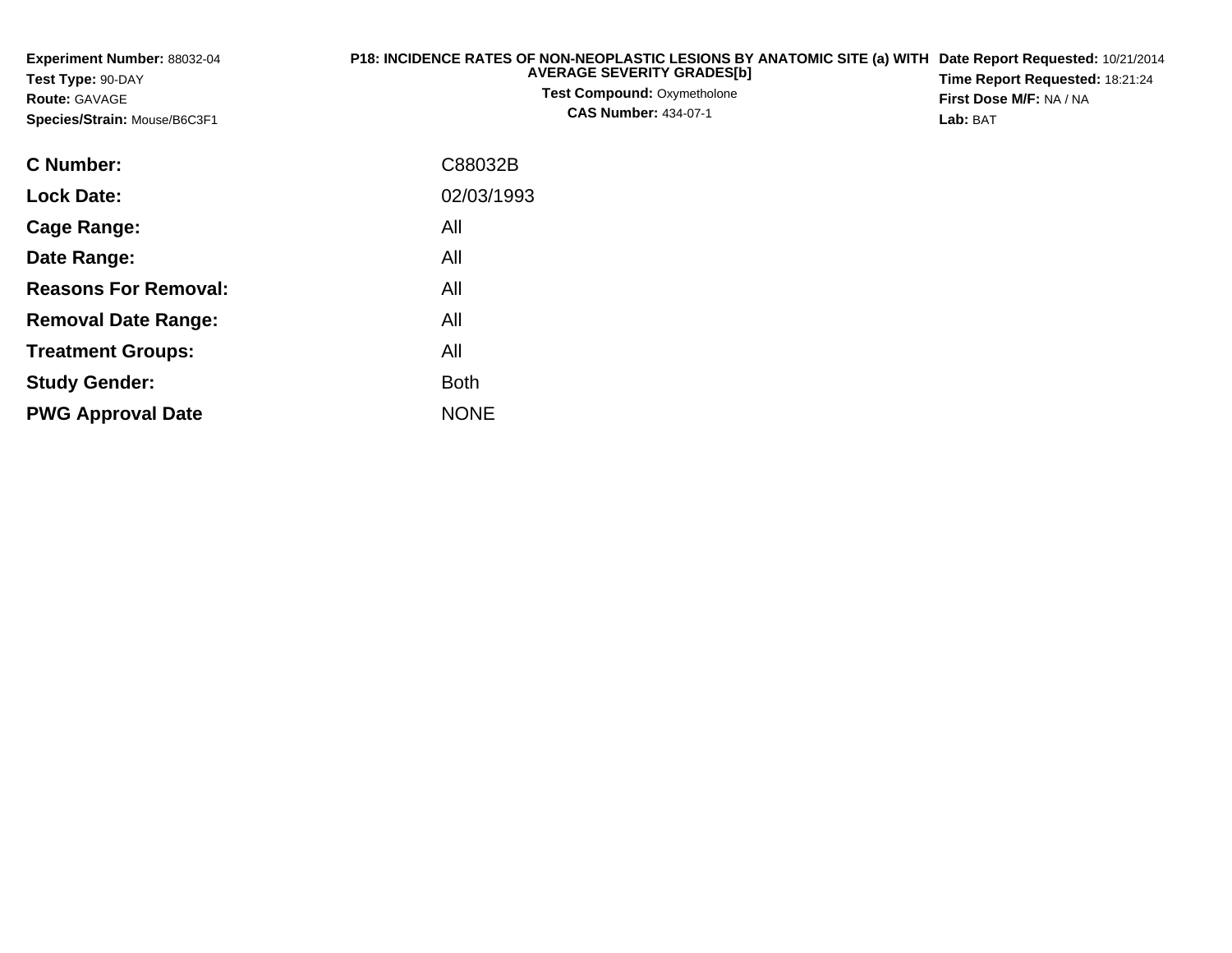**Experiment Number:** 88032-04
**Test Type:** 90-DAY
**Route:** GAVAGE
**Species/Strain:** Mouse/B6C3F1

**P18: INCIDENCE RATES OF NON-NEOPLASTIC LESIONS BY ANATOMIC SITE (a) WITH AVERAGE SEVERITY GRADES[b]**
**Test Compound:** Oxymetholone
**CAS Number:** 434-07-1

**Date Report Requested:** 10/21/2014
**Time Report Requested:** 18:21:24
**First Dose M/F:** NA / NA
**Lab:** BAT

| | |
|---|---|
| **C Number:** | C88032B |
| **Lock Date:** | 02/03/1993 |
| **Cage Range:** | All |
| **Date Range:** | All |
| **Reasons For Removal:** | All |
| **Removal Date Range:** | All |
| **Treatment Groups:** | All |
| **Study Gender:** | Both |
| **PWG Approval Date** | NONE |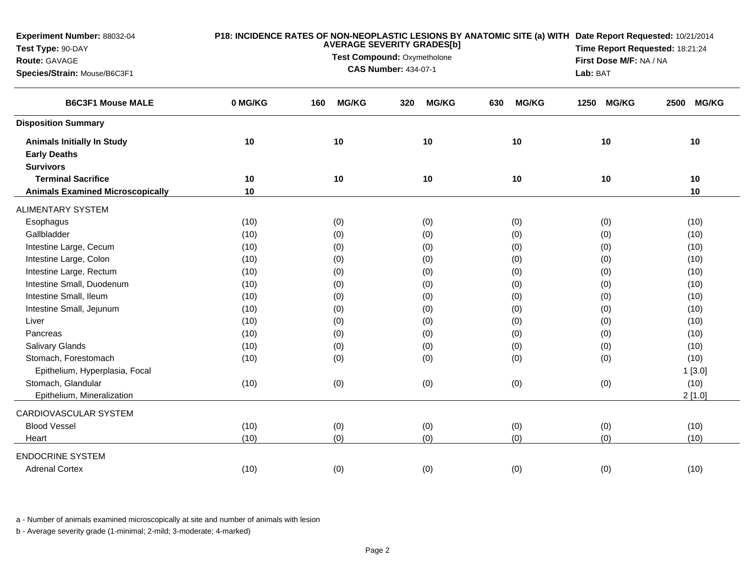**Experiment Number:** 88032-04
**Test Type:** 90-DAY
**Route:** GAVAGE
**Species/Strain:** Mouse/B6C3F1

**P18: INCIDENCE RATES OF NON-NEOPLASTIC LESIONS BY ANATOMIC SITE (a) WITH AVERAGE SEVERITY GRADES[b]**
**Test Compound:** Oxymetholone
**CAS Number:** 434-07-1

**Date Report Requested:** 10/21/2014
**Time Report Requested:** 18:21:24
**First Dose M/F:** NA / NA
**Lab:** BAT

| B6C3F1 Mouse MALE | 0 MG/KG | 160 MG/KG | 320 MG/KG | 630 MG/KG | 1250 MG/KG | 2500 MG/KG |
|---|---|---|---|---|---|---|
| **Disposition Summary** | | | | | | |
| **Animals Initially In Study** | 10 | 10 | 10 | 10 | 10 | 10 |
| **Early Deaths** | | | | | | |
| **Survivors** | | | | | | |
| **Terminal Sacrifice** | 10 | 10 | 10 | 10 | 10 | 10 |
| **Animals Examined Microscopically** | 10 | | | | | 10 |
| ALIMENTARY SYSTEM | | | | | | |
| Esophagus | (10) | (0) | (0) | (0) | (0) | (10) |
| Gallbladder | (10) | (0) | (0) | (0) | (0) | (10) |
| Intestine Large, Cecum | (10) | (0) | (0) | (0) | (0) | (10) |
| Intestine Large, Colon | (10) | (0) | (0) | (0) | (0) | (10) |
| Intestine Large, Rectum | (10) | (0) | (0) | (0) | (0) | (10) |
| Intestine Small, Duodenum | (10) | (0) | (0) | (0) | (0) | (10) |
| Intestine Small, Ileum | (10) | (0) | (0) | (0) | (0) | (10) |
| Intestine Small, Jejunum | (10) | (0) | (0) | (0) | (0) | (10) |
| Liver | (10) | (0) | (0) | (0) | (0) | (10) |
| Pancreas | (10) | (0) | (0) | (0) | (0) | (10) |
| Salivary Glands | (10) | (0) | (0) | (0) | (0) | (10) |
| Stomach, Forestomach | (10) | (0) | (0) | (0) | (0) | (10) |
| Epithelium, Hyperplasia, Focal | | | | | | 1 [3.0] |
| Stomach, Glandular | (10) | (0) | (0) | (0) | (0) | (10) |
| Epithelium, Mineralization | | | | | | 2 [1.0] |
| CARDIOVASCULAR SYSTEM | | | | | | |
| Blood Vessel | (10) | (0) | (0) | (0) | (0) | (10) |
| Heart | (10) | (0) | (0) | (0) | (0) | (10) |
| ENDOCRINE SYSTEM | | | | | | |
| Adrenal Cortex | (10) | (0) | (0) | (0) | (0) | (10) |

a - Number of animals examined microscopically at site and number of animals with lesion

b - Average severity grade (1-minimal; 2-mild; 3-moderate; 4-marked)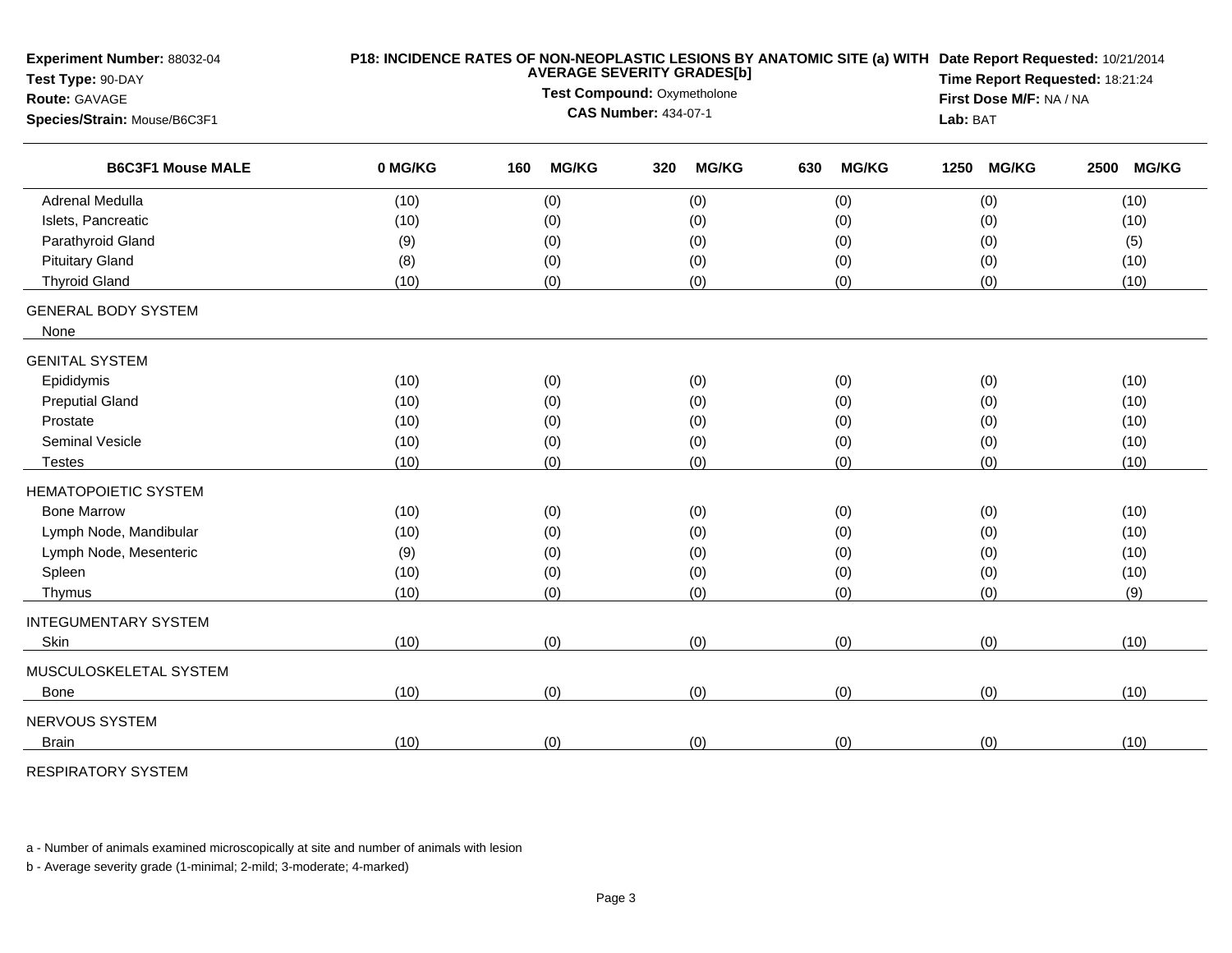**Experiment Number:** 88032-04
**Test Type:** 90-DAY
**Route:** GAVAGE
**Species/Strain:** Mouse/B6C3F1

**P18: INCIDENCE RATES OF NON-NEOPLASTIC LESIONS BY ANATOMIC SITE (a) WITH AVERAGE SEVERITY GRADES[b]**
**Test Compound:** Oxymetholone
**CAS Number:** 434-07-1

**Date Report Requested:** 10/21/2014
**Time Report Requested:** 18:21:24
**First Dose M/F:** NA / NA
**Lab:** BAT

| B6C3F1 Mouse MALE | 0 MG/KG | 160 MG/KG | 320 MG/KG | 630 MG/KG | 1250 MG/KG | 2500 MG/KG |
|---|---|---|---|---|---|---|
| Adrenal Medulla | (10) | (0) | (0) | (0) | (0) | (10) |
| Islets, Pancreatic | (10) | (0) | (0) | (0) | (0) | (10) |
| Parathyroid Gland | (9) | (0) | (0) | (0) | (0) | (5) |
| Pituitary Gland | (8) | (0) | (0) | (0) | (0) | (10) |
| Thyroid Gland | (10) | (0) | (0) | (0) | (0) | (10) |
| GENERAL BODY SYSTEM | | | | | | |
| None | | | | | | |
| GENITAL SYSTEM | | | | | | |
| Epididymis | (10) | (0) | (0) | (0) | (0) | (10) |
| Preputial Gland | (10) | (0) | (0) | (0) | (0) | (10) |
| Prostate | (10) | (0) | (0) | (0) | (0) | (10) |
| Seminal Vesicle | (10) | (0) | (0) | (0) | (0) | (10) |
| Testes | (10) | (0) | (0) | (0) | (0) | (10) |
| HEMATOPOIETIC SYSTEM | | | | | | |
| Bone Marrow | (10) | (0) | (0) | (0) | (0) | (10) |
| Lymph Node, Mandibular | (10) | (0) | (0) | (0) | (0) | (10) |
| Lymph Node, Mesenteric | (9) | (0) | (0) | (0) | (0) | (10) |
| Spleen | (10) | (0) | (0) | (0) | (0) | (10) |
| Thymus | (10) | (0) | (0) | (0) | (0) | (9) |
| INTEGUMENTARY SYSTEM | | | | | | |
| Skin | (10) | (0) | (0) | (0) | (0) | (10) |
| MUSCULOSKELETAL SYSTEM | | | | | | |
| Bone | (10) | (0) | (0) | (0) | (0) | (10) |
| NERVOUS SYSTEM | | | | | | |
| Brain | (10) | (0) | (0) | (0) | (0) | (10) |
| RESPIRATORY SYSTEM | | | | | | |

a - Number of animals examined microscopically at site and number of animals with lesion

b - Average severity grade (1-minimal; 2-mild; 3-moderate; 4-marked)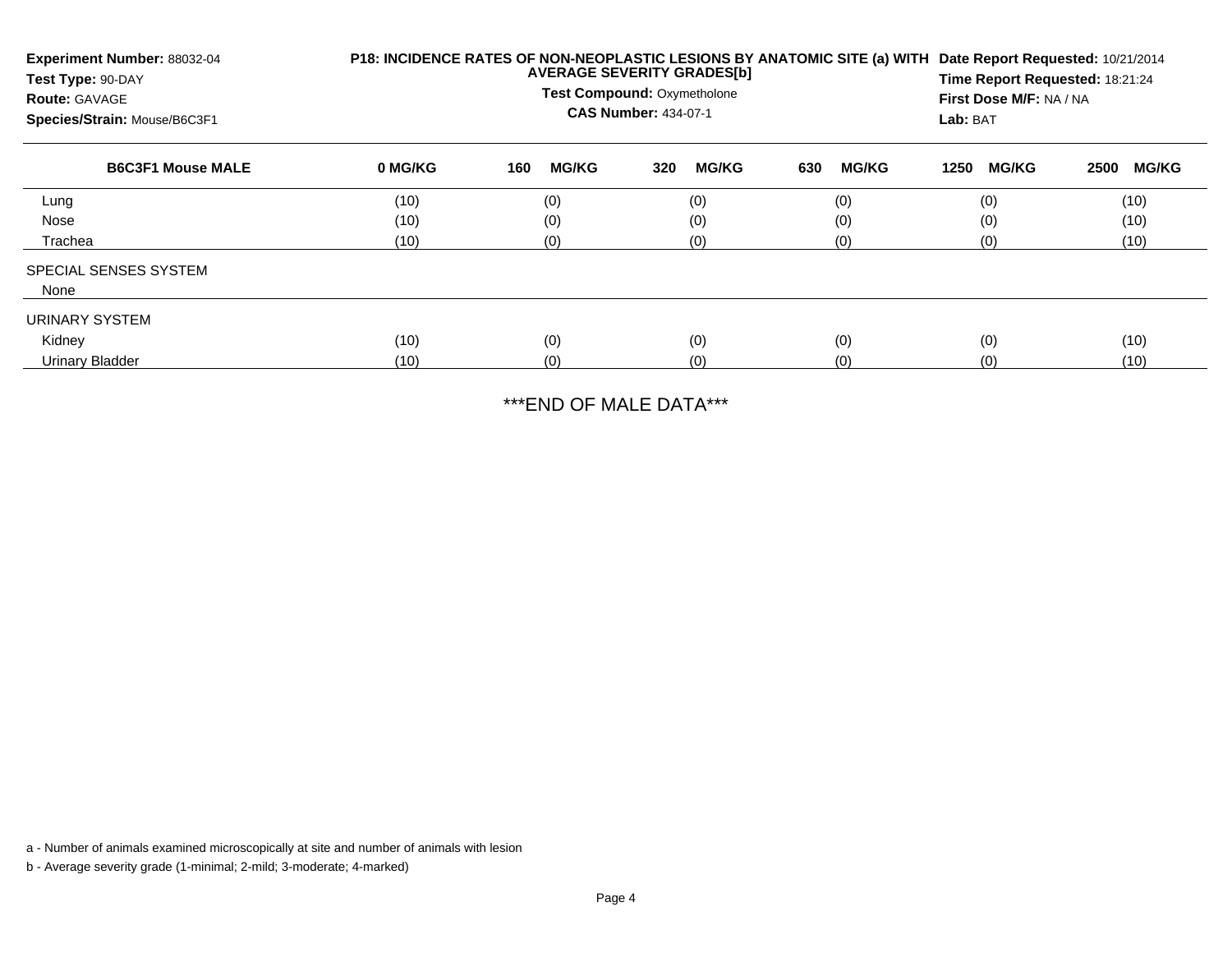**Experiment Number:** 88032-04
**Test Type:** 90-DAY
**Route:** GAVAGE
**Species/Strain:** Mouse/B6C3F1

**P18: INCIDENCE RATES OF NON-NEOPLASTIC LESIONS BY ANATOMIC SITE (a) WITH AVERAGE SEVERITY GRADES[b]**
**Test Compound:** Oxymetholone
**CAS Number:** 434-07-1

**Date Report Requested:** 10/21/2014
**Time Report Requested:** 18:21:24
**First Dose M/F:** NA / NA
**Lab:** BAT

| B6C3F1 Mouse MALE | 0 MG/KG | 160 MG/KG | 320 MG/KG | 630 MG/KG | 1250 MG/KG | 2500 MG/KG |
|---|---|---|---|---|---|---|
| Lung | (10) | (0) | (0) | (0) | (0) | (10) |
| Nose | (10) | (0) | (0) | (0) | (0) | (10) |
| Trachea | (10) | (0) | (0) | (0) | (0) | (10) |
| SPECIAL SENSES SYSTEM | | | | | | |
| None | | | | | | |
| URINARY SYSTEM | | | | | | |
| Kidney | (10) | (0) | (0) | (0) | (0) | (10) |
| Urinary Bladder | (10) | (0) | (0) | (0) | (0) | (10) |

***END OF MALE DATA***

a - Number of animals examined microscopically at site and number of animals with lesion

b - Average severity grade (1-minimal; 2-mild; 3-moderate; 4-marked)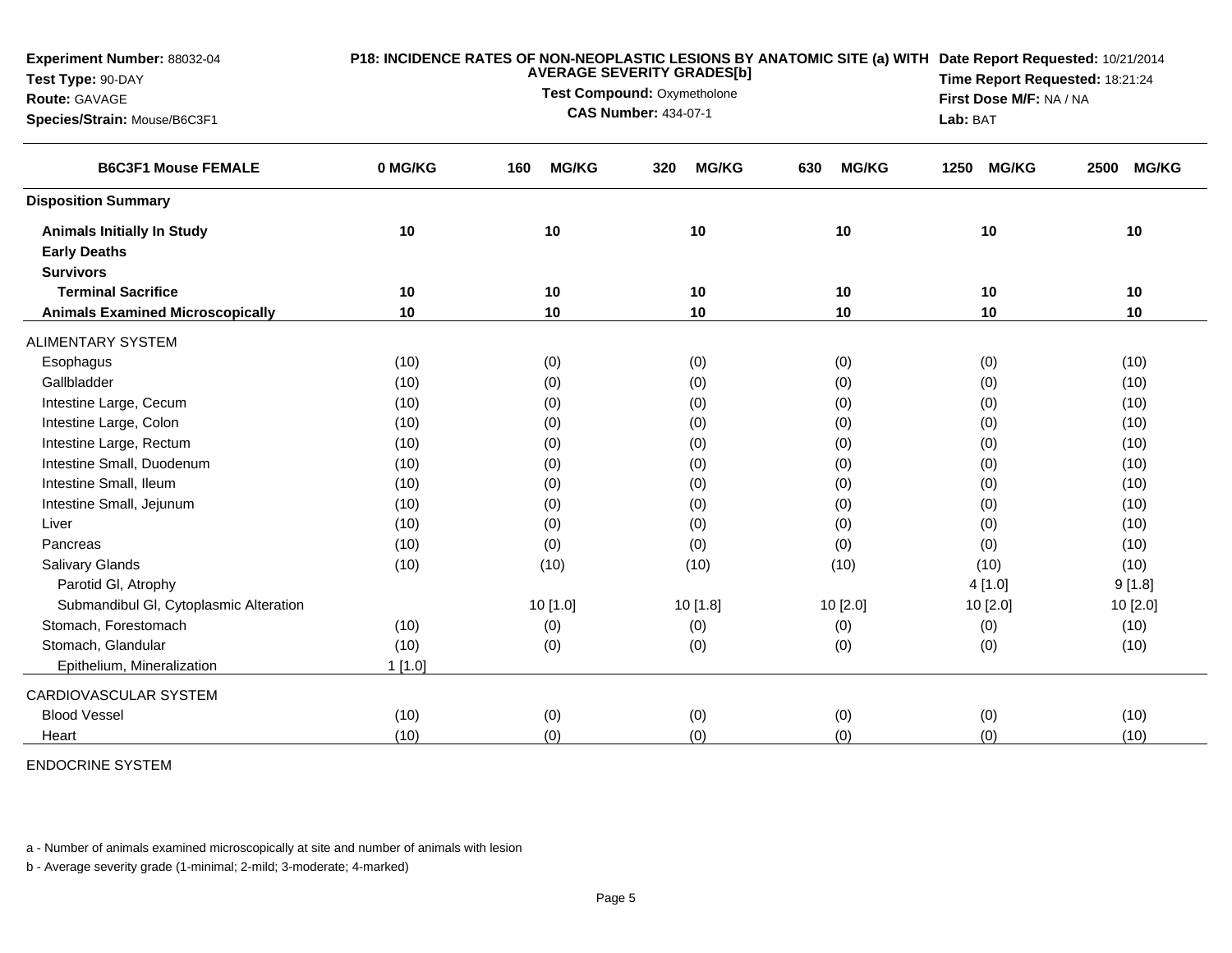**Experiment Number:** 88032-04
**Test Type:** 90-DAY
**Route:** GAVAGE
**Species/Strain:** Mouse/B6C3F1

**P18: INCIDENCE RATES OF NON-NEOPLASTIC LESIONS BY ANATOMIC SITE (a) WITH AVERAGE SEVERITY GRADES[b]**
**Test Compound:** Oxymetholone
**CAS Number:** 434-07-1

**Date Report Requested:** 10/21/2014
**Time Report Requested:** 18:21:24
**First Dose M/F:** NA / NA
**Lab:** BAT

| B6C3F1 Mouse FEMALE | 0 MG/KG | 160 MG/KG | 320 MG/KG | 630 MG/KG | 1250 MG/KG | 2500 MG/KG |
|---|---|---|---|---|---|---|
| **Disposition Summary** | | | | | | |
| **Animals Initially In Study** | 10 | 10 | 10 | 10 | 10 | 10 |
| **Early Deaths** | | | | | | |
| **Survivors** | | | | | | |
| **Terminal Sacrifice** | 10 | 10 | 10 | 10 | 10 | 10 |
| **Animals Examined Microscopically** | 10 | 10 | 10 | 10 | 10 | 10 |
| ALIMENTARY SYSTEM | | | | | | |
| Esophagus | (10) | (0) | (0) | (0) | (0) | (10) |
| Gallbladder | (10) | (0) | (0) | (0) | (0) | (10) |
| Intestine Large, Cecum | (10) | (0) | (0) | (0) | (0) | (10) |
| Intestine Large, Colon | (10) | (0) | (0) | (0) | (0) | (10) |
| Intestine Large, Rectum | (10) | (0) | (0) | (0) | (0) | (10) |
| Intestine Small, Duodenum | (10) | (0) | (0) | (0) | (0) | (10) |
| Intestine Small, Ileum | (10) | (0) | (0) | (0) | (0) | (10) |
| Intestine Small, Jejunum | (10) | (0) | (0) | (0) | (0) | (10) |
| Liver | (10) | (0) | (0) | (0) | (0) | (10) |
| Pancreas | (10) | (0) | (0) | (0) | (0) | (10) |
| Salivary Glands | (10) | (10) | (10) | (10) | (10) | (10) |
| Parotid Gl, Atrophy | | | | | 4 [1.0] | 9 [1.8] |
| Submandibul Gl, Cytoplasmic Alteration | | 10 [1.0] | 10 [1.8] | 10 [2.0] | 10 [2.0] | 10 [2.0] |
| Stomach, Forestomach | (10) | (0) | (0) | (0) | (0) | (10) |
| Stomach, Glandular | (10) | (0) | (0) | (0) | (0) | (10) |
| Epithelium, Mineralization | 1 [1.0] | | | | | |
| CARDIOVASCULAR SYSTEM | | | | | | |
| Blood Vessel | (10) | (0) | (0) | (0) | (0) | (10) |
| Heart | (10) | (0) | (0) | (0) | (0) | (10) |
| ENDOCRINE SYSTEM | | | | | | |

a - Number of animals examined microscopically at site and number of animals with lesion

b - Average severity grade (1-minimal; 2-mild; 3-moderate; 4-marked)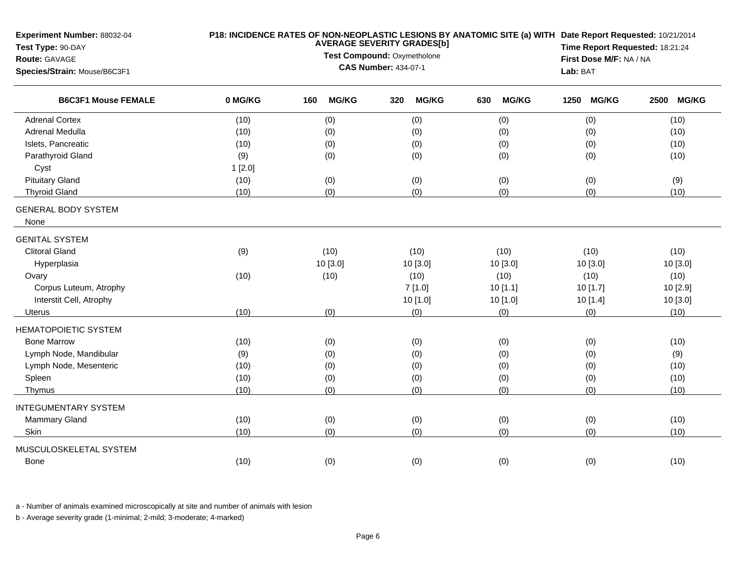**Experiment Number:** 88032-04
**Test Type:** 90-DAY
**Route:** GAVAGE
**Species/Strain:** Mouse/B6C3F1

**P18: INCIDENCE RATES OF NON-NEOPLASTIC LESIONS BY ANATOMIC SITE (a) WITH AVERAGE SEVERITY GRADES[b]**
**Test Compound:** Oxymetholone
**CAS Number:** 434-07-1

**Date Report Requested:** 10/21/2014
**Time Report Requested:** 18:21:24
**First Dose M/F:** NA / NA
**Lab:** BAT

| B6C3F1 Mouse FEMALE | 0 MG/KG | 160 MG/KG | 320 MG/KG | 630 MG/KG | 1250 MG/KG | 2500 MG/KG |
|---|---|---|---|---|---|---|
| Adrenal Cortex | (10) | (0) | (0) | (0) | (0) | (10) |
| Adrenal Medulla | (10) | (0) | (0) | (0) | (0) | (10) |
| Islets, Pancreatic | (10) | (0) | (0) | (0) | (0) | (10) |
| Parathyroid Gland | (9) | (0) | (0) | (0) | (0) | (10) |
| Cyst | 1 [2.0] | | | | | |
| Pituitary Gland | (10) | (0) | (0) | (0) | (0) | (9) |
| Thyroid Gland | (10) | (0) | (0) | (0) | (0) | (10) |
| GENERAL BODY SYSTEM | | | | | | |
| None | | | | | | |
| GENITAL SYSTEM | | | | | | |
| Clitoral Gland | (9) | (10) | (10) | (10) | (10) | (10) |
| Hyperplasia | | 10 [3.0] | 10 [3.0] | 10 [3.0] | 10 [3.0] | 10 [3.0] |
| Ovary | (10) | (10) | (10) | (10) | (10) | (10) |
| Corpus Luteum, Atrophy | | | 7 [1.0] | 10 [1.1] | 10 [1.7] | 10 [2.9] |
| Interstit Cell, Atrophy | | | 10 [1.0] | 10 [1.0] | 10 [1.4] | 10 [3.0] |
| Uterus | (10) | (0) | (0) | (0) | (0) | (10) |
| HEMATOPOIETIC SYSTEM | | | | | | |
| Bone Marrow | (10) | (0) | (0) | (0) | (0) | (10) |
| Lymph Node, Mandibular | (9) | (0) | (0) | (0) | (0) | (9) |
| Lymph Node, Mesenteric | (10) | (0) | (0) | (0) | (0) | (10) |
| Spleen | (10) | (0) | (0) | (0) | (0) | (10) |
| Thymus | (10) | (0) | (0) | (0) | (0) | (10) |
| INTEGUMENTARY SYSTEM | | | | | | |
| Mammary Gland | (10) | (0) | (0) | (0) | (0) | (10) |
| Skin | (10) | (0) | (0) | (0) | (0) | (10) |
| MUSCULOSKELETAL SYSTEM | | | | | | |
| Bone | (10) | (0) | (0) | (0) | (0) | (10) |

a - Number of animals examined microscopically at site and number of animals with lesion

b - Average severity grade (1-minimal; 2-mild; 3-moderate; 4-marked)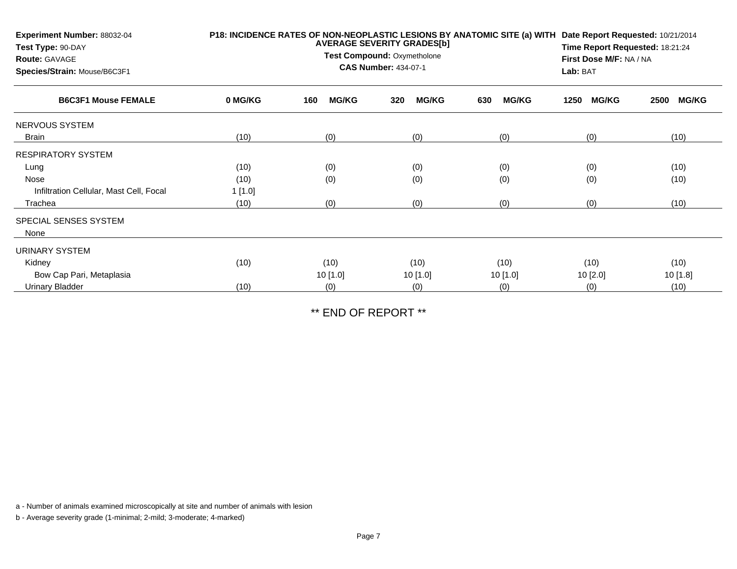**Experiment Number:** 88032-04
**Test Type:** 90-DAY
**Route:** GAVAGE
**Species/Strain:** Mouse/B6C3F1

**P18: INCIDENCE RATES OF NON-NEOPLASTIC LESIONS BY ANATOMIC SITE (a) WITH AVERAGE SEVERITY GRADES[b]**
**Test Compound:** Oxymetholone
**CAS Number:** 434-07-1

**Date Report Requested:** 10/21/2014
**Time Report Requested:** 18:21:24
**First Dose M/F:** NA / NA
**Lab:** BAT

| B6C3F1 Mouse FEMALE | 0 MG/KG | 160 MG/KG | 320 MG/KG | 630 MG/KG | 1250 MG/KG | 2500 MG/KG |
|---|---|---|---|---|---|---|
| NERVOUS SYSTEM | | | | | | |
| Brain | (10) | (0) | (0) | (0) | (0) | (10) |
| RESPIRATORY SYSTEM | | | | | | |
| Lung | (10) | (0) | (0) | (0) | (0) | (10) |
| Nose | (10) | (0) | (0) | (0) | (0) | (10) |
| Infiltration Cellular, Mast Cell, Focal | 1 [1.0] | | | | | |
| Trachea | (10) | (0) | (0) | (0) | (0) | (10) |
| SPECIAL SENSES SYSTEM | | | | | | |
| None | | | | | | |
| URINARY SYSTEM | | | | | | |
| Kidney | (10) | (10) | (10) | (10) | (10) | (10) |
| Bow Cap Pari, Metaplasia | | 10 [1.0] | 10 [1.0] | 10 [1.0] | 10 [2.0] | 10 [1.8] |
| Urinary Bladder | (10) | (0) | (0) | (0) | (0) | (10) |

\*\* END OF REPORT \*\*

a - Number of animals examined microscopically at site and number of animals with lesion

b - Average severity grade (1-minimal; 2-mild; 3-moderate; 4-marked)